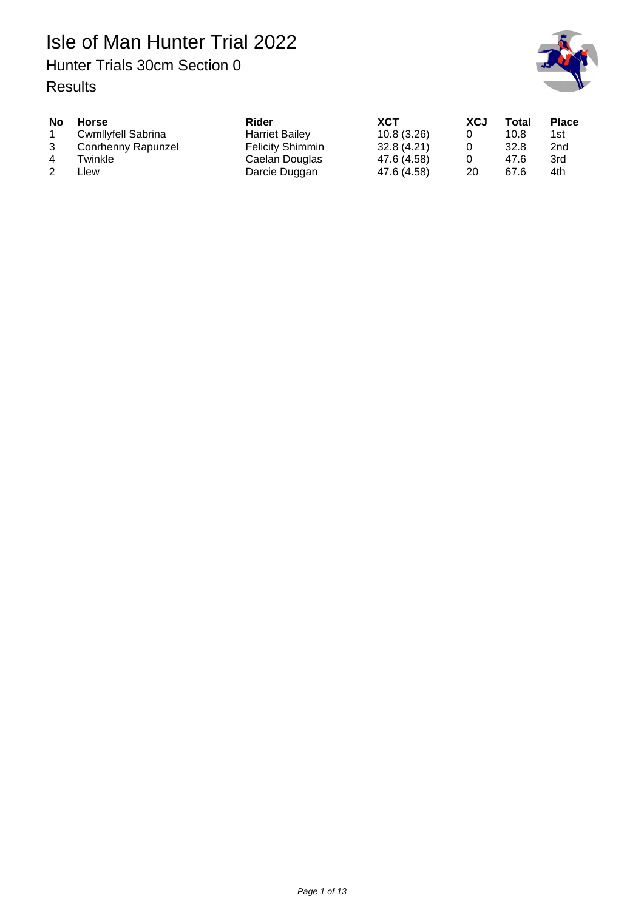# Isle of Man Hunter Trial 2022

## Hunter Trials 30cm Section 0

### Results

| No | Horse | Rider | XCT | XCJ | Total | Place |
|---|---|---|---|---|---|---|
| 1 | Cwmllyfell Sabrina | Harriet Bailey | 10.8 (3.26) | 0 | 10.8 | 1st |
| 3 | Conrhenny Rapunzel | Felicity Shimmin | 32.8 (4.21) | 0 | 32.8 | 2nd |
| 4 | Twinkle | Caelan Douglas | 47.6 (4.58) | 0 | 47.6 | 3rd |
| 2 | Llew | Darcie Duggan | 47.6 (4.58) | 20 | 67.6 | 4th |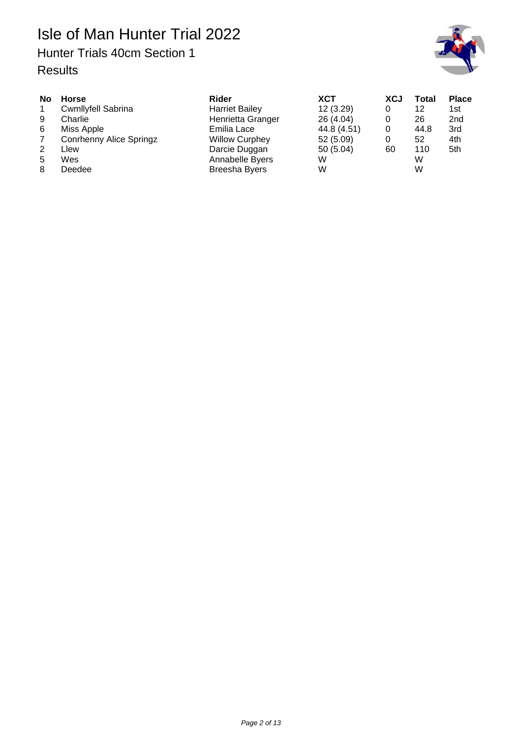# Isle of Man Hunter Trial 2022

## Hunter Trials 40cm Section 1

## Results

| No | Horse | Rider | XCT | XCJ | Total | Place |
|---|---|---|---|---|---|---|
| 1 | Cwmllyfell Sabrina | Harriet Bailey | 12 (3.29) | 0 | 12 | 1st |
| 9 | Charlie | Henrietta Granger | 26 (4.04) | 0 | 26 | 2nd |
| 6 | Miss Apple | Emilia Lace | 44.8 (4.51) | 0 | 44.8 | 3rd |
| 7 | Conrhenny Alice Springz | Willow Curphey | 52 (5.09) | 0 | 52 | 4th |
| 2 | Llew | Darcie Duggan | 50 (5.04) | 60 | 110 | 5th |
| 5 | Wes | Annabelle Byers | W | | W | |
| 8 | Deedee | Breesha Byers | W | | W | |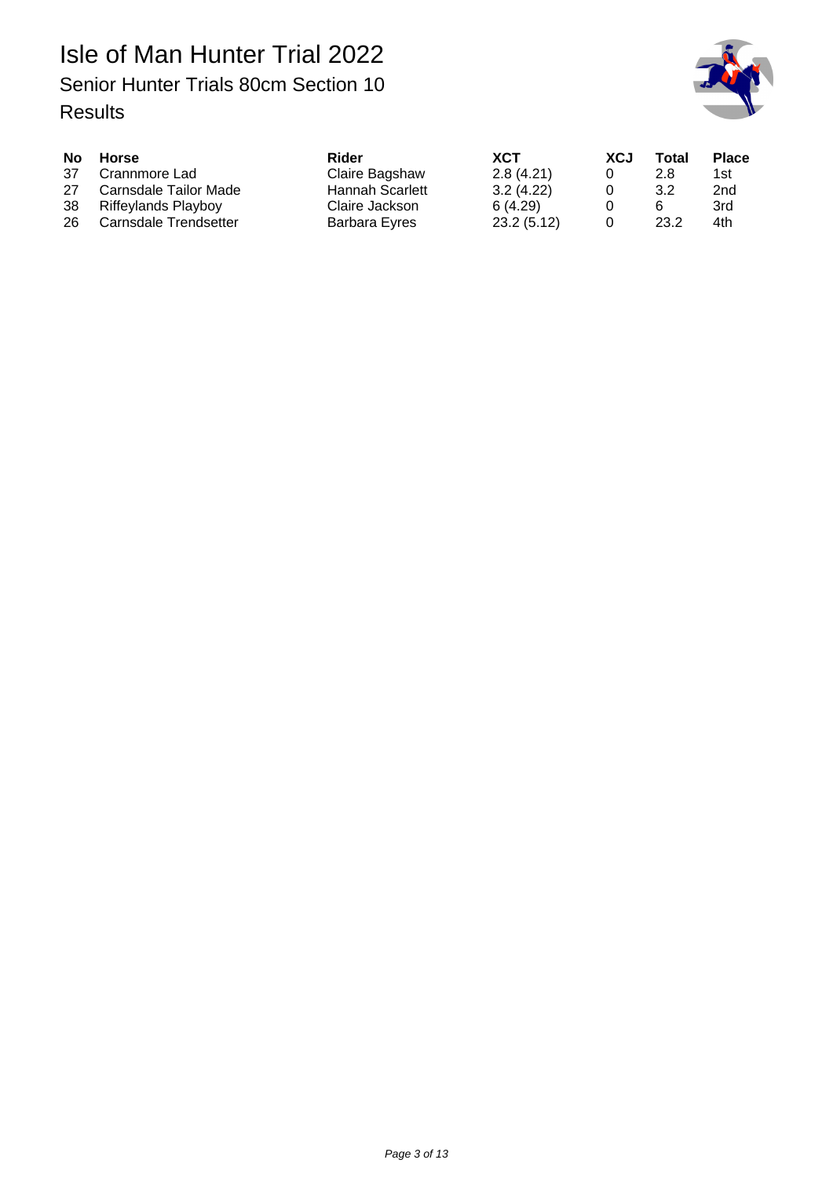# Isle of Man Hunter Trial 2022

## Senior Hunter Trials 80cm Section 10

### Results

| No | Horse | Rider | XCT | XCJ | Total | Place |
|---|---|---|---|---|---|---|
| 37 | Crannmore Lad | Claire Bagshaw | 2.8 (4.21) | 0 | 2.8 | 1st |
| 27 | Carnsdale Tailor Made | Hannah Scarlett | 3.2 (4.22) | 0 | 3.2 | 2nd |
| 38 | Riffeylands Playboy | Claire Jackson | 6 (4.29) | 0 | 6 | 3rd |
| 26 | Carnsdale Trendsetter | Barbara Eyres | 23.2 (5.12) | 0 | 23.2 | 4th |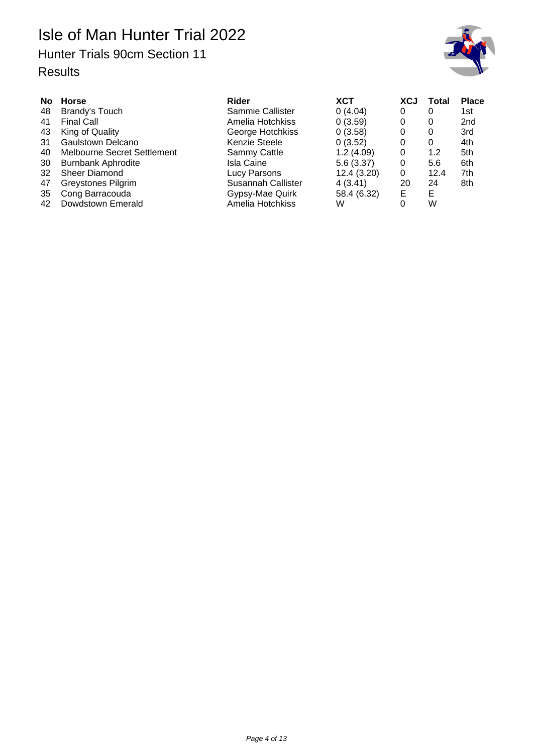# Isle of Man Hunter Trial 2022

## Hunter Trials 90cm Section 11

### Results

| No | Horse | Rider | XCT | XCJ | Total | Place |
|---|---|---|---|---|---|---|
| 48 | Brandy's Touch | Sammie Callister | 0 (4.04) | 0 | 0 | 1st |
| 41 | Final Call | Amelia Hotchkiss | 0 (3.59) | 0 | 0 | 2nd |
| 43 | King of Quality | George Hotchkiss | 0 (3.58) | 0 | 0 | 3rd |
| 31 | Gaulstown Delcano | Kenzie Steele | 0 (3.52) | 0 | 0 | 4th |
| 40 | Melbourne Secret Settlement | Sammy Cattle | 1.2 (4.09) | 0 | 1.2 | 5th |
| 30 | Burnbank Aphrodite | Isla Caine | 5.6 (3.37) | 0 | 5.6 | 6th |
| 32 | Sheer Diamond | Lucy Parsons | 12.4 (3.20) | 0 | 12.4 | 7th |
| 47 | Greystones Pilgrim | Susannah Callister | 4 (3.41) | 20 | 24 | 8th |
| 35 | Cong Barracouda | Gypsy-Mae Quirk | 58.4 (6.32) | E | E | |
| 42 | Dowdstown Emerald | Amelia Hotchkiss | W | 0 | W | |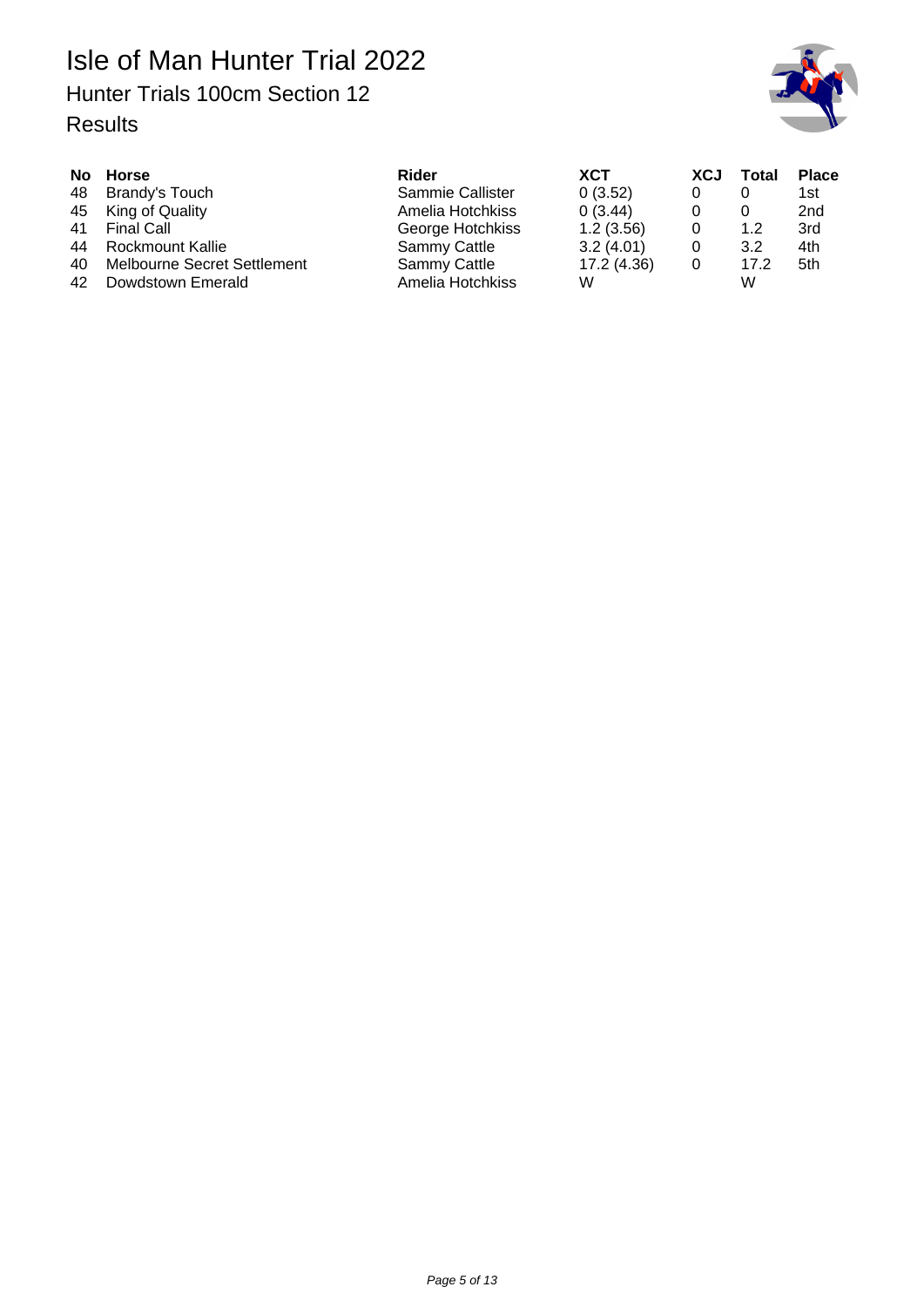# Isle of Man Hunter Trial 2022

## Hunter Trials 100cm Section 12

### Results

| No | Horse | Rider | XCT | XCJ | Total | Place |
|---|---|---|---|---|---|---|
| 48 | Brandy's Touch | Sammie Callister | 0 (3.52) | 0 | 0 | 1st |
| 45 | King of Quality | Amelia Hotchkiss | 0 (3.44) | 0 | 0 | 2nd |
| 41 | Final Call | George Hotchkiss | 1.2 (3.56) | 0 | 1.2 | 3rd |
| 44 | Rockmount Kallie | Sammy Cattle | 3.2 (4.01) | 0 | 3.2 | 4th |
| 40 | Melbourne Secret Settlement | Sammy Cattle | 17.2 (4.36) | 0 | 17.2 | 5th |
| 42 | Dowdstown Emerald | Amelia Hotchkiss | W | | W | |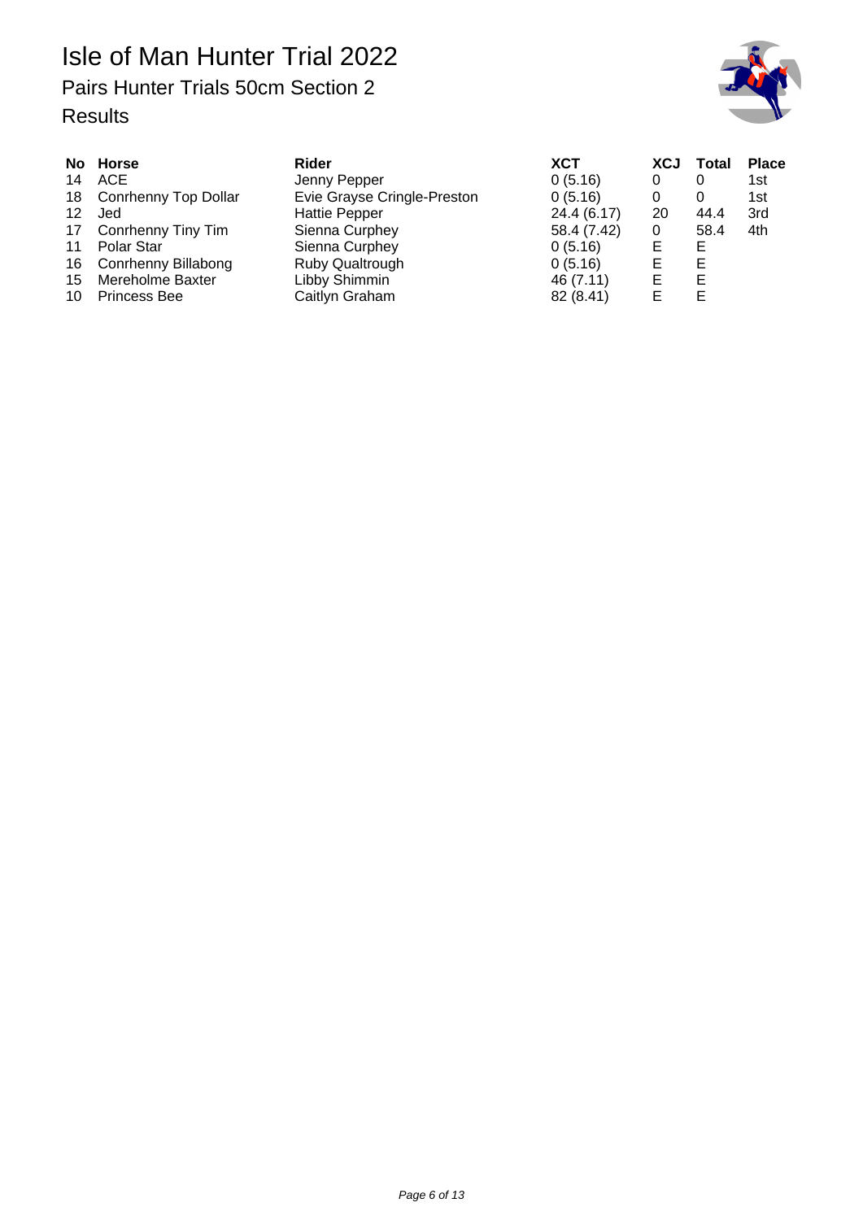# Isle of Man Hunter Trial 2022

## Pairs Hunter Trials 50cm Section 2

## Results

| No | Horse | Rider | XCT | XCJ | Total | Place |
|---|---|---|---|---|---|---|
| 14 | ACE | Jenny Pepper | 0 (5.16) | 0 | 0 | 1st |
| 18 | Conrhenny Top Dollar | Evie Grayse Cringle-Preston | 0 (5.16) | 0 | 0 | 1st |
| 12 | Jed | Hattie Pepper | 24.4 (6.17) | 20 | 44.4 | 3rd |
| 17 | Conrhenny Tiny Tim | Sienna Curphey | 58.4 (7.42) | 0 | 58.4 | 4th |
| 11 | Polar Star | Sienna Curphey | 0 (5.16) | E | E | |
| 16 | Conrhenny Billabong | Ruby Qualtrough | 0 (5.16) | E | E | |
| 15 | Mereholme Baxter | Libby Shimmin | 46 (7.11) | E | E | |
| 10 | Princess Bee | Caitlyn Graham | 82 (8.41) | E | E | |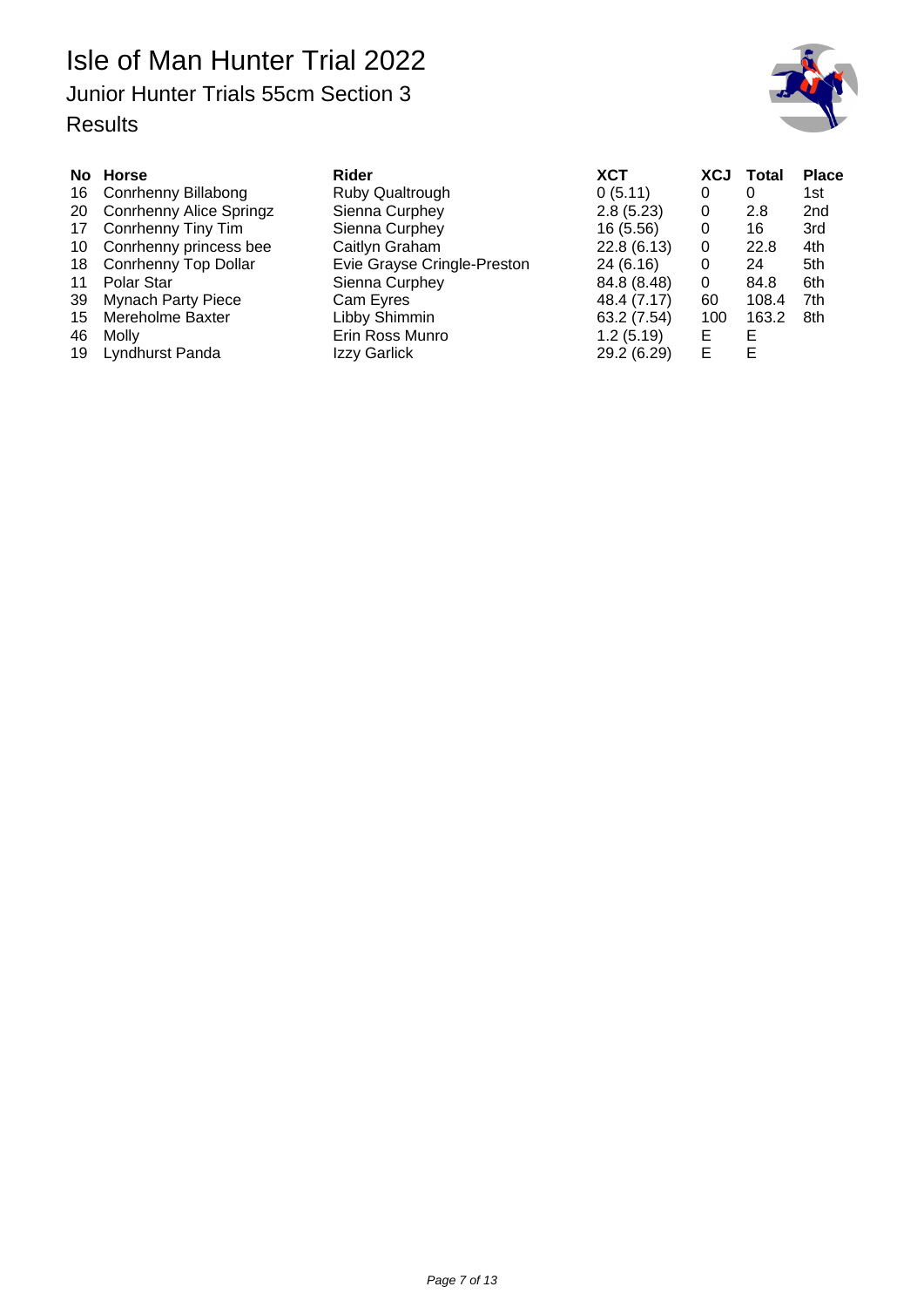# Isle of Man Hunter Trial 2022

## Junior Hunter Trials 55cm Section 3

## Results

| No | Horse | Rider | XCT | XCJ | Total | Place |
|---|---|---|---|---|---|---|
| 16 | Conrhenny Billabong | Ruby Qualtrough | 0 (5.11) | 0 | 0 | 1st |
| 20 | Conrhenny Alice Springz | Sienna Curphey | 2.8 (5.23) | 0 | 2.8 | 2nd |
| 17 | Conrhenny Tiny Tim | Sienna Curphey | 16 (5.56) | 0 | 16 | 3rd |
| 10 | Conrhenny princess bee | Caitlyn Graham | 22.8 (6.13) | 0 | 22.8 | 4th |
| 18 | Conrhenny Top Dollar | Evie Grayse Cringle-Preston | 24 (6.16) | 0 | 24 | 5th |
| 11 | Polar Star | Sienna Curphey | 84.8 (8.48) | 0 | 84.8 | 6th |
| 39 | Mynach Party Piece | Cam Eyres | 48.4 (7.17) | 60 | 108.4 | 7th |
| 15 | Mereholme Baxter | Libby Shimmin | 63.2 (7.54) | 100 | 163.2 | 8th |
| 46 | Molly | Erin Ross Munro | 1.2 (5.19) | E | E | |
| 19 | Lyndhurst Panda | Izzy Garlick | 29.2 (6.29) | E | E | |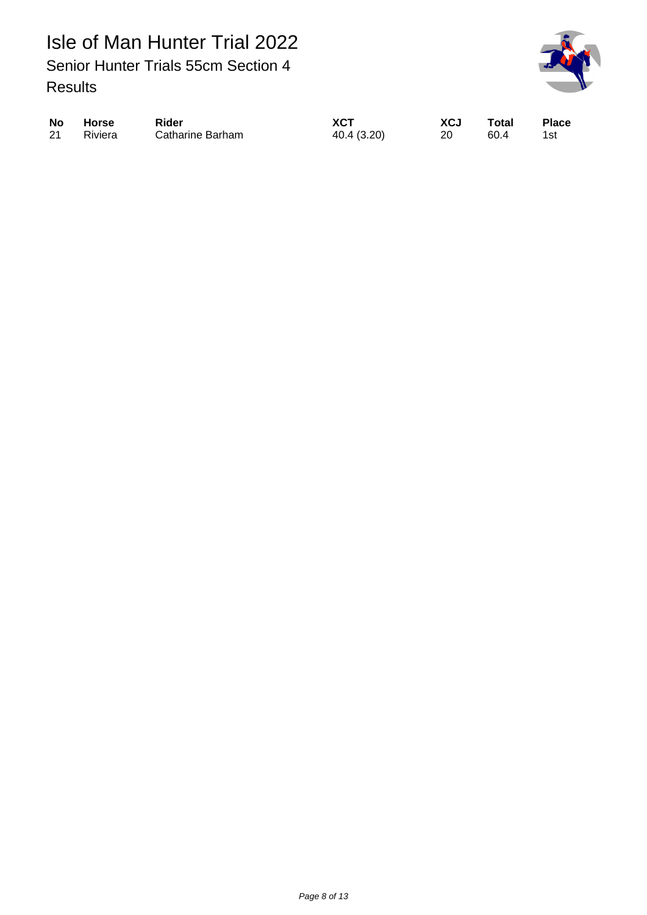# Isle of Man Hunter Trial 2022

## Senior Hunter Trials 55cm Section 4

### Results

| No | Horse | Rider | XCT | XCJ | Total | Place |
|---|---|---|---|---|---|---|
| 21 | Riviera | Catharine Barham | 40.4 (3.20) | 20 | 60.4 | 1st |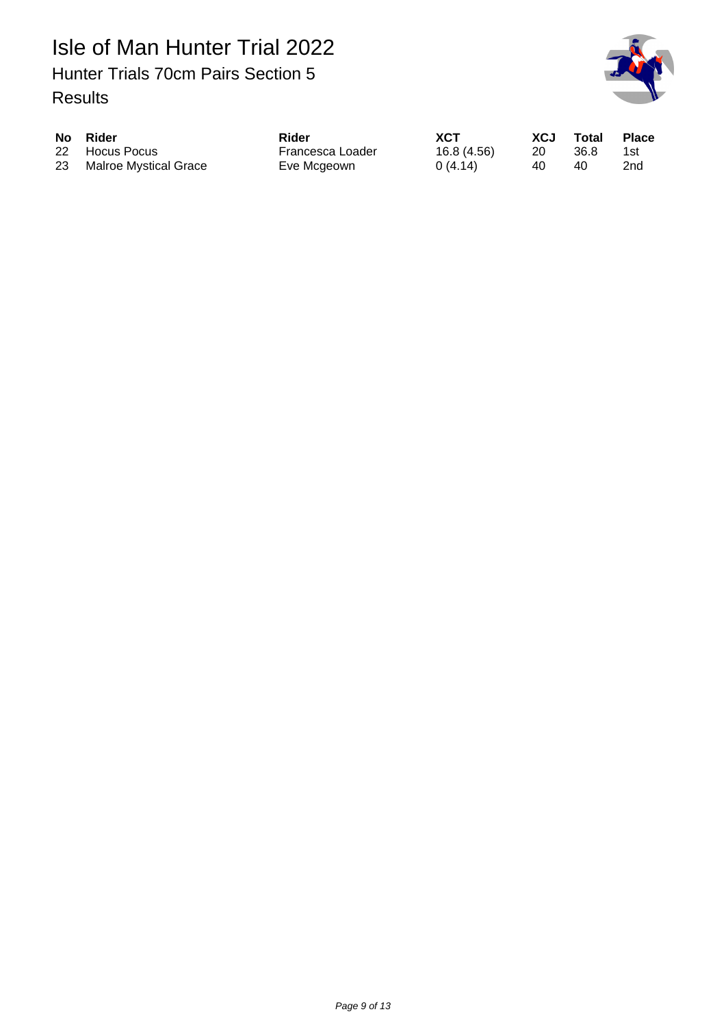# Isle of Man Hunter Trial 2022

## Hunter Trials 70cm Pairs Section 5

### Results

| No | Rider | Rider | XCT | XCJ | Total | Place |
|---|---|---|---|---|---|---|
| 22 | Hocus Pocus | Francesca Loader | 16.8 (4.56) | 20 | 36.8 | 1st |
| 23 | Malroe Mystical Grace | Eve Mcgeown | 0 (4.14) | 40 | 40 | 2nd |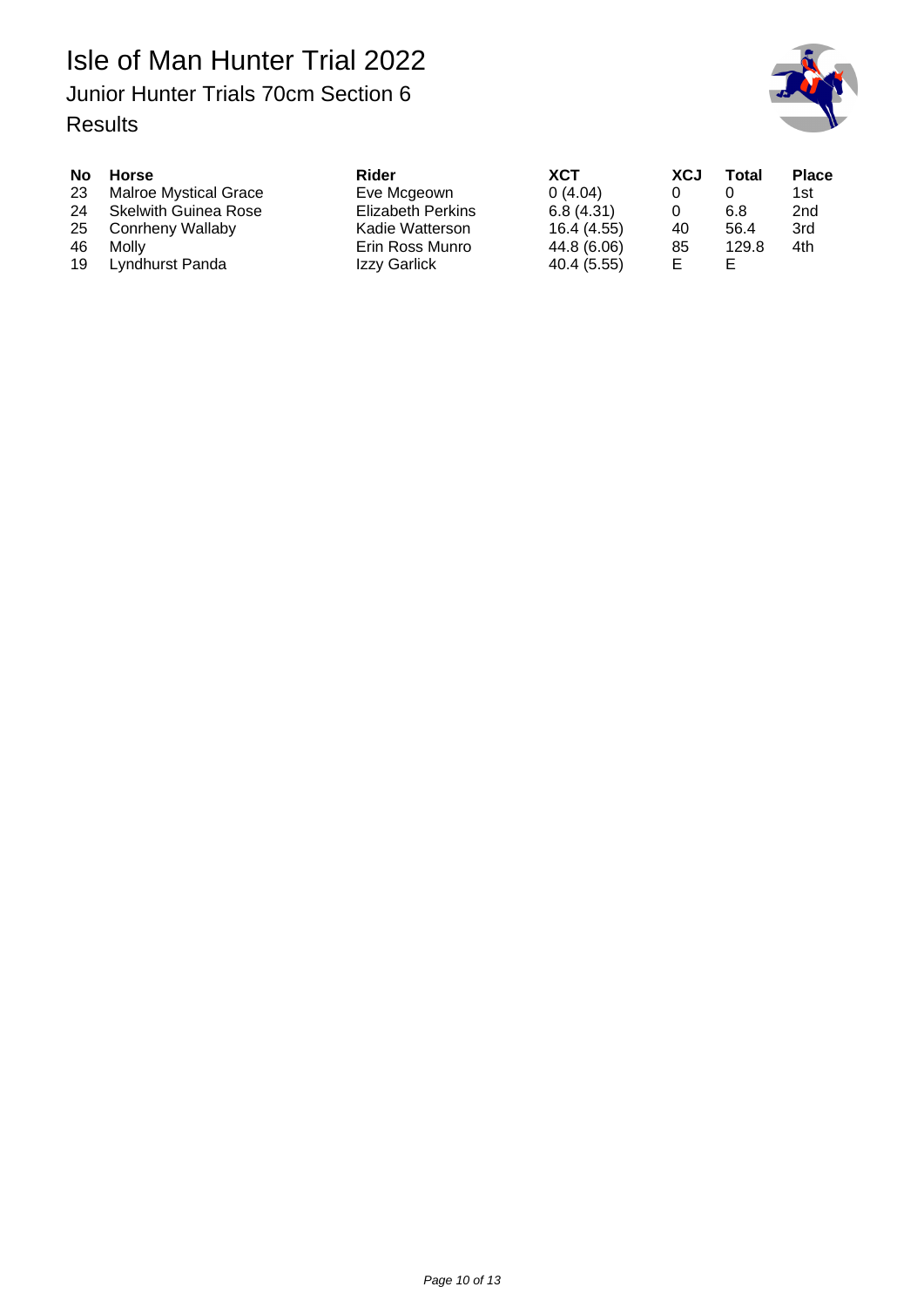# Isle of Man Hunter Trial 2022

## Junior Hunter Trials 70cm Section 6

### Results

| No | Horse | Rider | XCT | XCJ | Total | Place |
|---|---|---|---|---|---|---|
| 23 | Malroe Mystical Grace | Eve Mcgeown | 0 (4.04) | 0 | 0 | 1st |
| 24 | Skelwith Guinea Rose | Elizabeth Perkins | 6.8 (4.31) | 0 | 6.8 | 2nd |
| 25 | Conrheny Wallaby | Kadie Watterson | 16.4 (4.55) | 40 | 56.4 | 3rd |
| 46 | Molly | Erin Ross Munro | 44.8 (6.06) | 85 | 129.8 | 4th |
| 19 | Lyndhurst Panda | Izzy Garlick | 40.4 (5.55) | E | E | |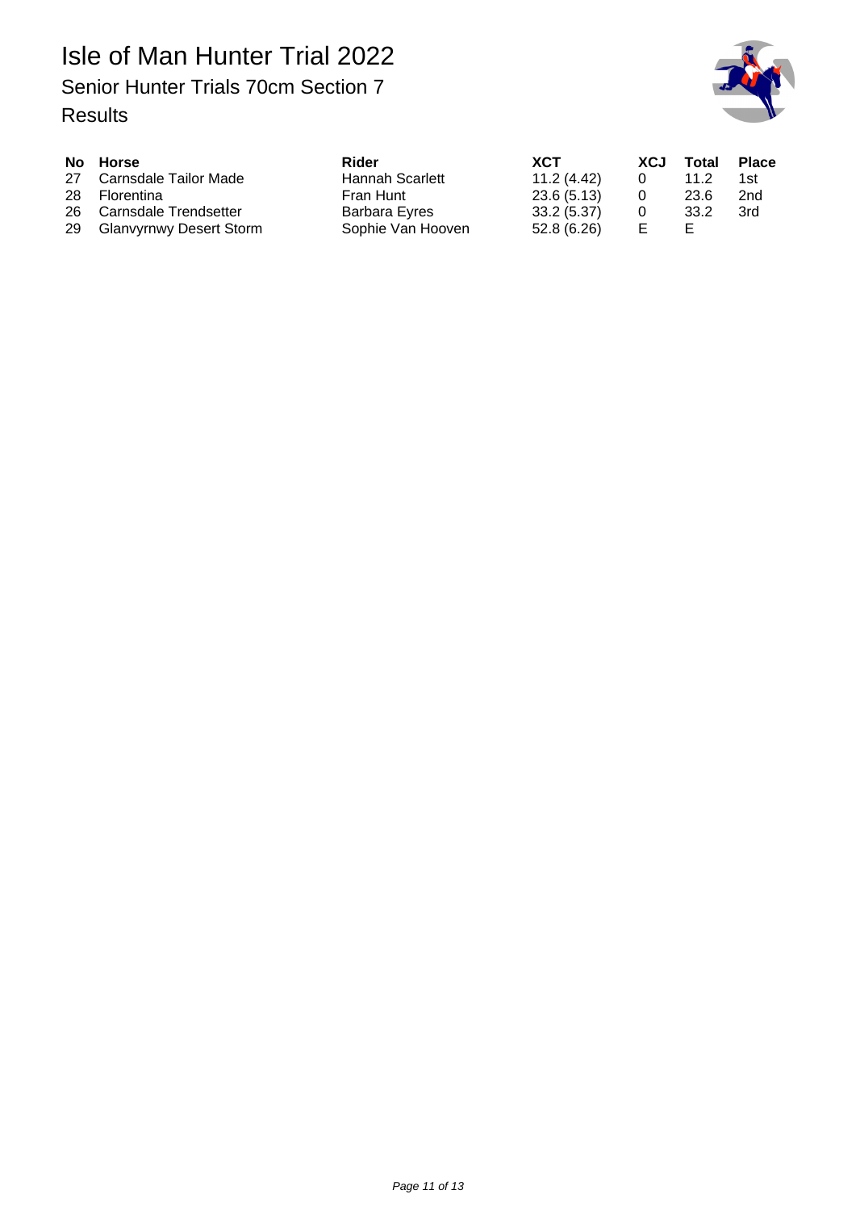# Isle of Man Hunter Trial 2022

## Senior Hunter Trials 70cm Section 7

### Results

| No | Horse | Rider | XCT | XCJ | Total | Place |
|---|---|---|---|---|---|---|
| 27 | Carnsdale Tailor Made | Hannah Scarlett | 11.2 (4.42) | 0 | 11.2 | 1st |
| 28 | Florentina | Fran Hunt | 23.6 (5.13) | 0 | 23.6 | 2nd |
| 26 | Carnsdale Trendsetter | Barbara Eyres | 33.2 (5.37) | 0 | 33.2 | 3rd |
| 29 | Glanvyrnwy Desert Storm | Sophie Van Hooven | 52.8 (6.26) | E | E | |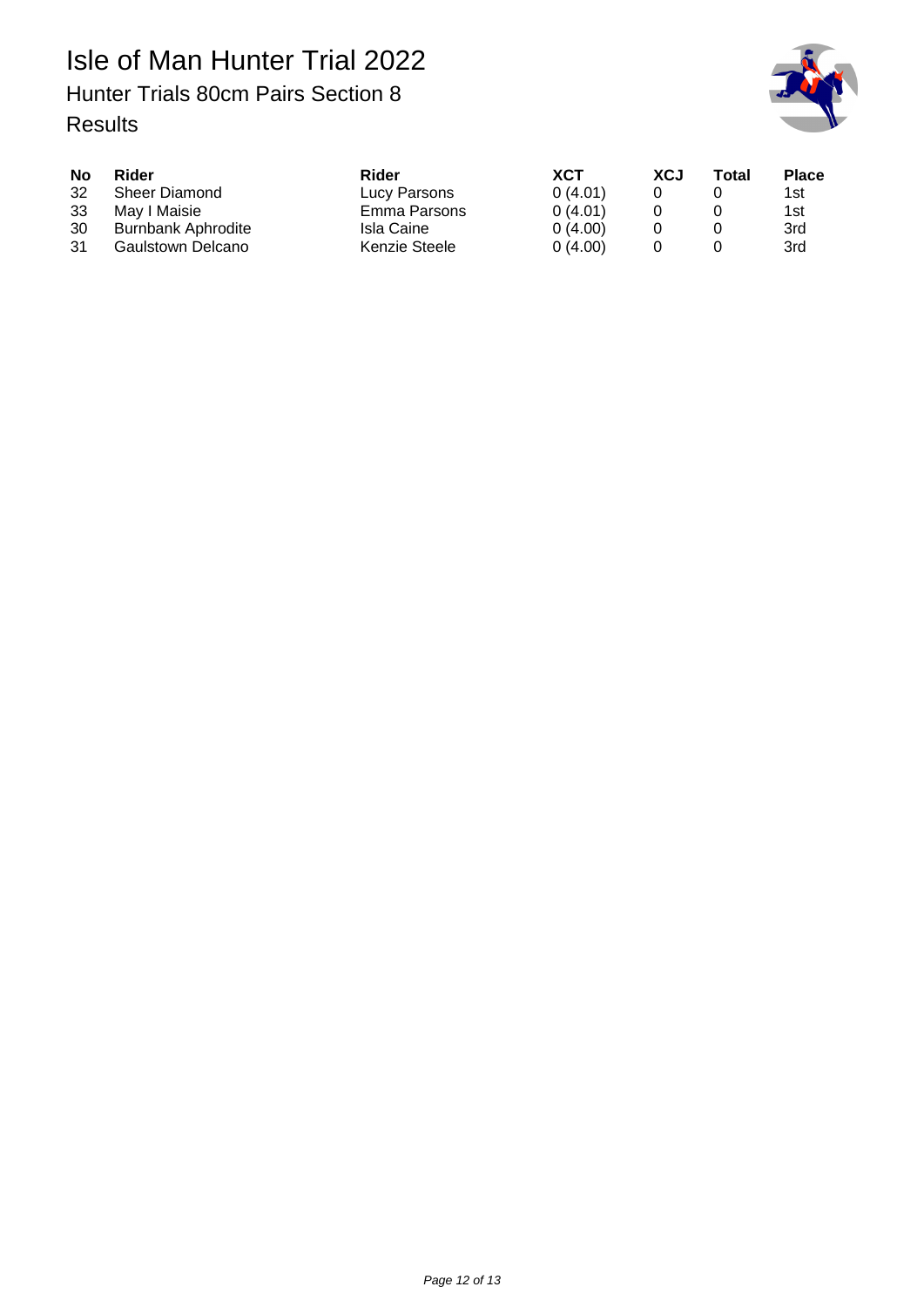# Isle of Man Hunter Trial 2022

## Hunter Trials 80cm Pairs Section 8

### Results

| No | Rider | Rider | XCT | XCJ | Total | Place |
|---|---|---|---|---|---|---|
| 32 | Sheer Diamond | Lucy Parsons | 0 (4.01) | 0 | 0 | 1st |
| 33 | May I Maisie | Emma Parsons | 0 (4.01) | 0 | 0 | 1st |
| 30 | Burnbank Aphrodite | Isla Caine | 0 (4.00) | 0 | 0 | 3rd |
| 31 | Gaulstown Delcano | Kenzie Steele | 0 (4.00) | 0 | 0 | 3rd |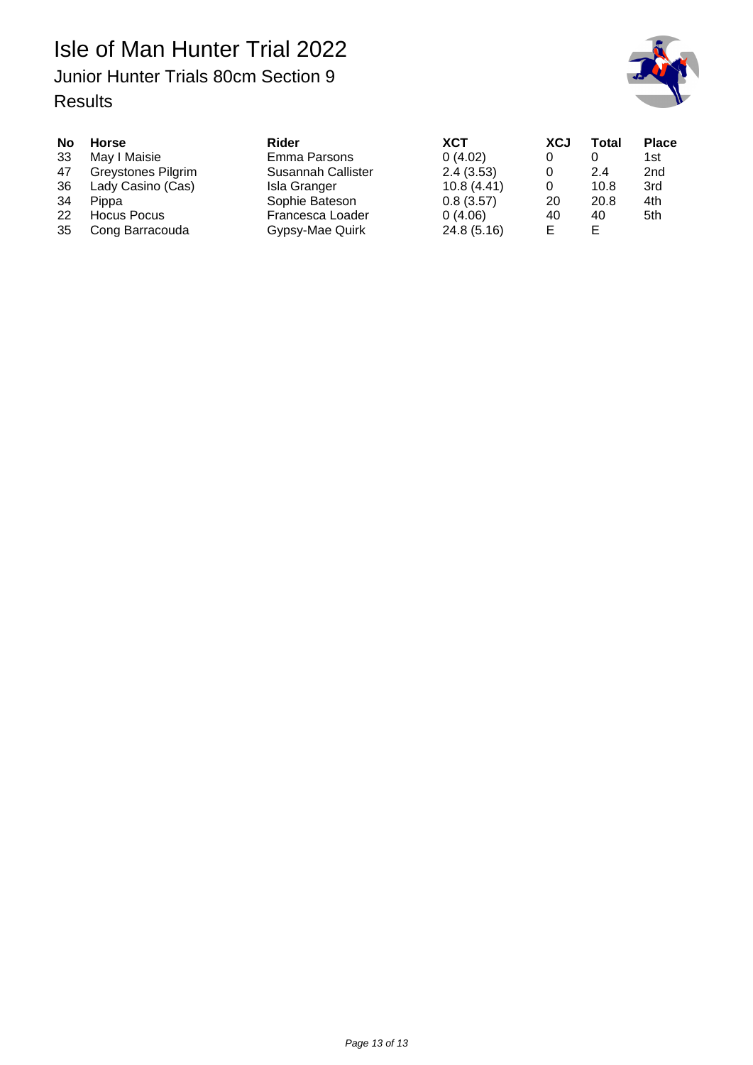# Isle of Man Hunter Trial 2022

## Junior Hunter Trials 80cm Section 9

### Results

| No | Horse | Rider | XCT | XCJ | Total | Place |
|---|---|---|---|---|---|---|
| 33 | May I Maisie | Emma Parsons | 0 (4.02) | 0 | 0 | 1st |
| 47 | Greystones Pilgrim | Susannah Callister | 2.4 (3.53) | 0 | 2.4 | 2nd |
| 36 | Lady Casino (Cas) | Isla Granger | 10.8 (4.41) | 0 | 10.8 | 3rd |
| 34 | Pippa | Sophie Bateson | 0.8 (3.57) | 20 | 20.8 | 4th |
| 22 | Hocus Pocus | Francesca Loader | 0 (4.06) | 40 | 40 | 5th |
| 35 | Cong Barracouda | Gypsy-Mae Quirk | 24.8 (5.16) | E | E | |